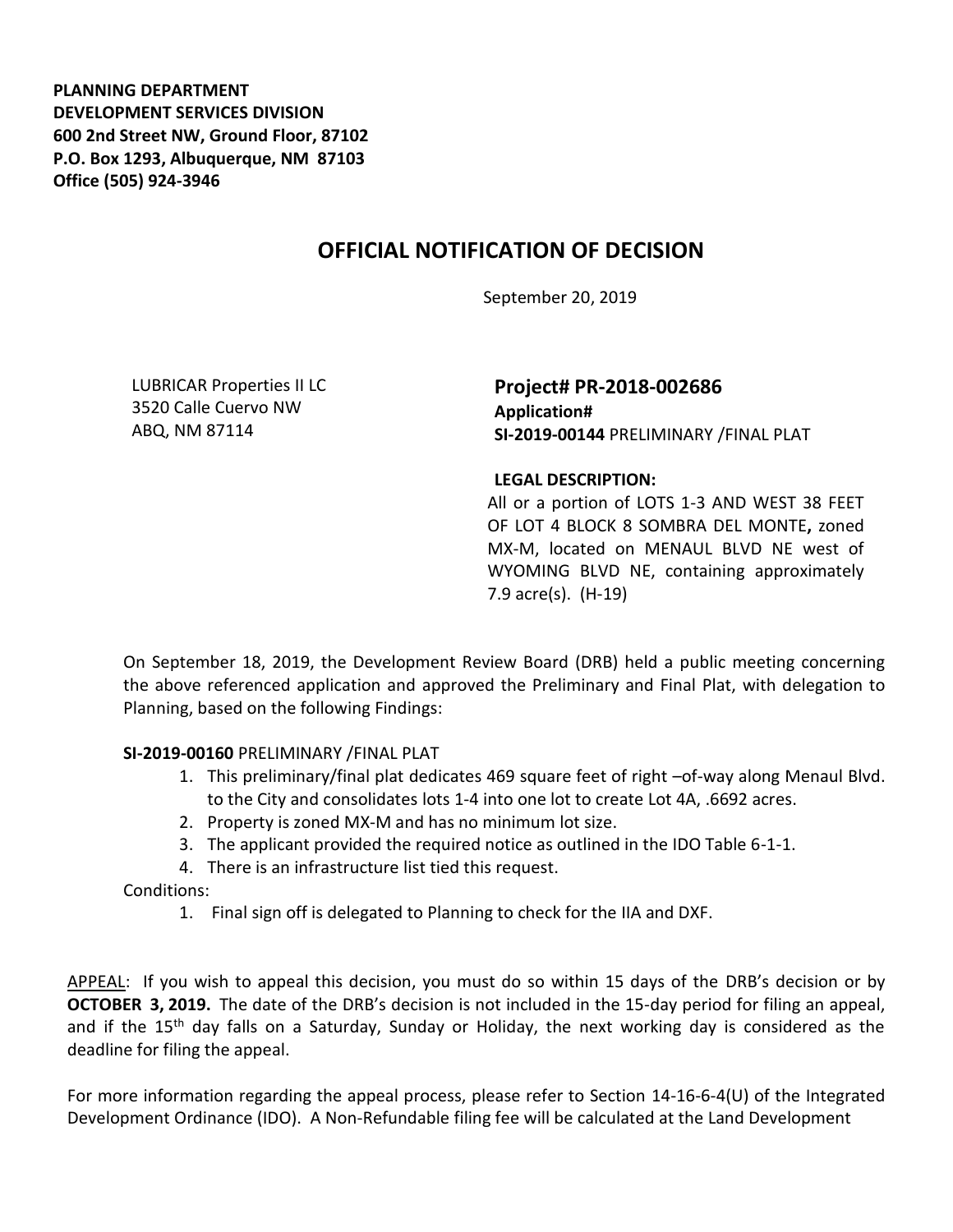**PLANNING DEPARTMENT**
**DEVELOPMENT SERVICES DIVISION**
**600 2nd Street NW, Ground Floor, 87102**
**P.O. Box 1293, Albuquerque, NM 87103**
**Office (505) 924-3946**

# OFFICIAL NOTIFICATION OF DECISION

September 20, 2019

LUBRICAR Properties II LC
3520 Calle Cuervo NW
ABQ, NM 87114

**Project# PR-2018-002686**
**Application#**
**SI-2019-00144** PRELIMINARY /FINAL PLAT

**LEGAL DESCRIPTION:**
All or a portion of LOTS 1-3 AND WEST 38 FEET OF LOT 4 BLOCK 8 SOMBRA DEL MONTE**,** zoned MX-M, located on MENAUL BLVD NE west of WYOMING BLVD NE, containing approximately 7.9 acre(s). (H-19)

On September 18, 2019, the Development Review Board (DRB) held a public meeting concerning the above referenced application and approved the Preliminary and Final Plat, with delegation to Planning, based on the following Findings:

**SI-2019-00160** PRELIMINARY /FINAL PLAT

1. This preliminary/final plat dedicates 469 square feet of right –of-way along Menaul Blvd. to the City and consolidates lots 1-4 into one lot to create Lot 4A, .6692 acres.
2. Property is zoned MX-M and has no minimum lot size.
3. The applicant provided the required notice as outlined in the IDO Table 6-1-1.
4. There is an infrastructure list tied this request.

Conditions:

1. Final sign off is delegated to Planning to check for the IIA and DXF.

APPEAL: If you wish to appeal this decision, you must do so within 15 days of the DRB's decision or by **OCTOBER 3, 2019.** The date of the DRB's decision is not included in the 15-day period for filing an appeal, and if the 15th day falls on a Saturday, Sunday or Holiday, the next working day is considered as the deadline for filing the appeal.

For more information regarding the appeal process, please refer to Section 14-16-6-4(U) of the Integrated Development Ordinance (IDO). A Non-Refundable filing fee will be calculated at the Land Development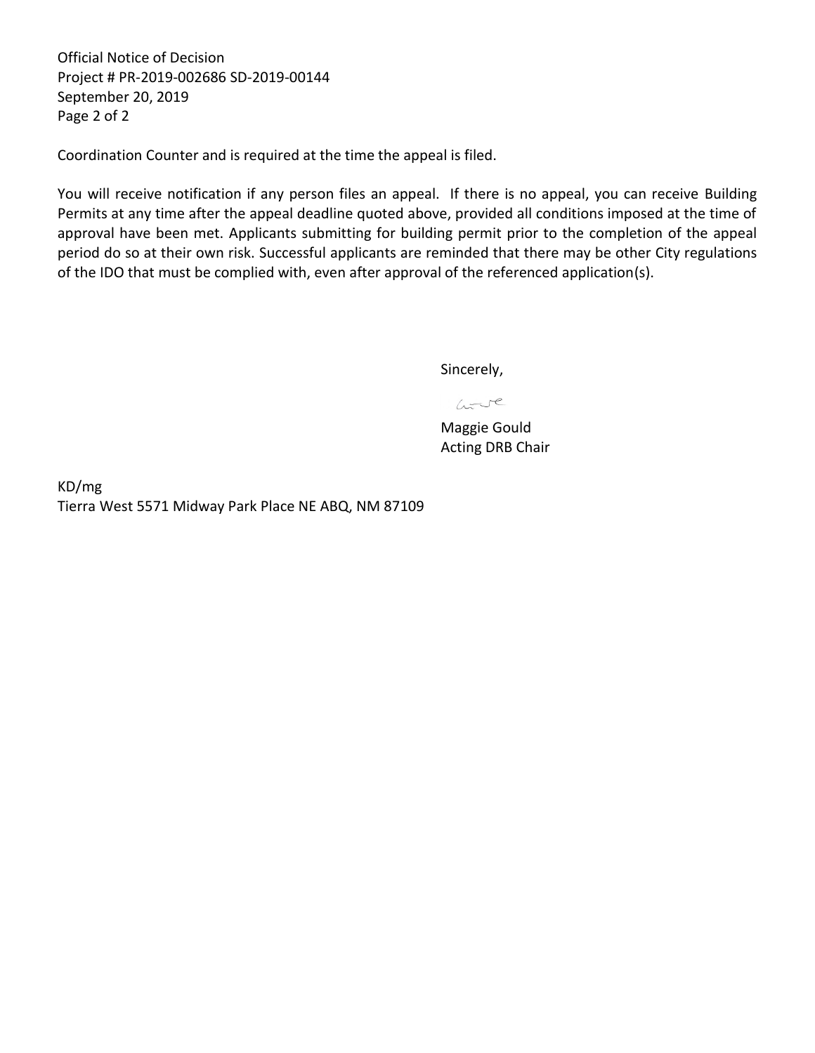Coordination Counter and is required at the time the appeal is filed.

You will receive notification if any person files an appeal. If there is no appeal, you can receive Building Permits at any time after the appeal deadline quoted above, provided all conditions imposed at the time of approval have been met. Applicants submitting for building permit prior to the completion of the appeal period do so at their own risk. Successful applicants are reminded that there may be other City regulations of the IDO that must be complied with, even after approval of the referenced application(s).

Sincerely,

Maggie Gould
Acting DRB Chair

KD/mg
Tierra West 5571 Midway Park Place NE ABQ, NM 87109